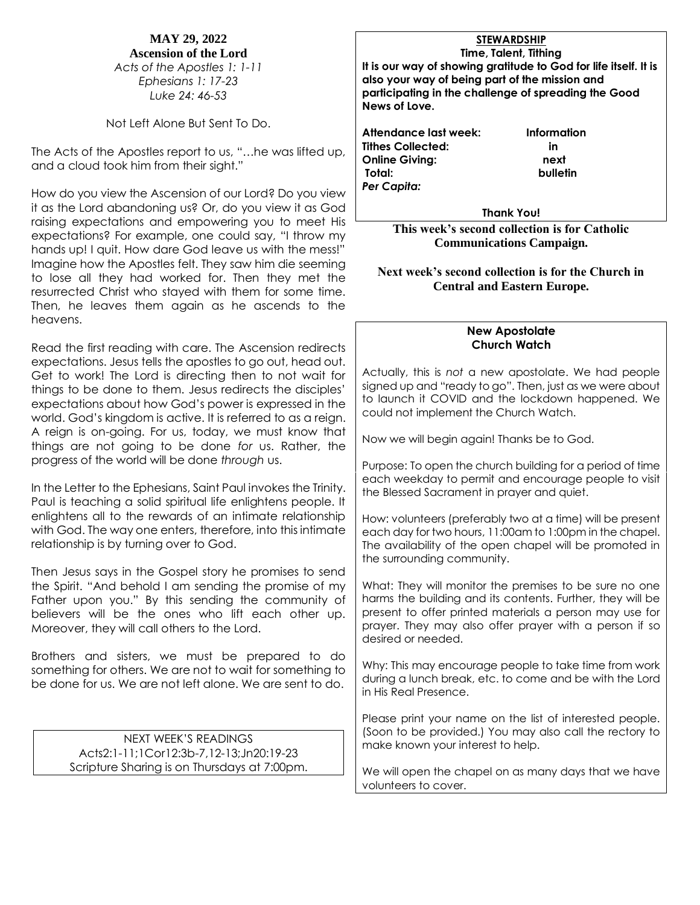**MAY 29, 2022**
**Ascension of the Lord**
*Acts of the Apostles 1: 1-11*
*Ephesians 1: 17-23*
*Luke 24: 46-53*

Not Left Alone But Sent To Do.

The Acts of the Apostles report to us, "…he was lifted up, and a cloud took him from their sight."

How do you view the Ascension of our Lord? Do you view it as the Lord abandoning us? Or, do you view it as God raising expectations and empowering you to meet His expectations? For example, one could say, "I throw my hands up! I quit. How dare God leave us with the mess!" Imagine how the Apostles felt. They saw him die seeming to lose all they had worked for. Then they met the resurrected Christ who stayed with them for some time. Then, he leaves them again as he ascends to the heavens.

Read the first reading with care. The Ascension redirects expectations. Jesus tells the apostles to go out, head out. Get to work! The Lord is directing then to not wait for things to be done to them. Jesus redirects the disciples' expectations about how God's power is expressed in the world. God's kingdom is active. It is referred to as a reign. A reign is on-going. For us, today, we must know that things are not going to be done *for* us. Rather, the progress of the world will be done *through* us.

In the Letter to the Ephesians, Saint Paul invokes the Trinity. Paul is teaching a solid spiritual life enlightens people. It enlightens all to the rewards of an intimate relationship with God. The way one enters, therefore, into this intimate relationship is by turning over to God.

Then Jesus says in the Gospel story he promises to send the Spirit. "And behold I am sending the promise of my Father upon you." By this sending the community of believers will be the ones who lift each other up. Moreover, they will call others to the Lord.

Brothers and sisters, we must be prepared to do something for others. We are not to wait for something to be done for us. We are not left alone. We are sent to do.

NEXT WEEK'S READINGS
Acts2:1-11;1Cor12:3b-7,12-13;Jn20:19-23
Scripture Sharing is on Thursdays at 7:00pm.

**STEWARDSHIP**
**Time, Talent, Tithing**
**It is our way of showing gratitude to God for life itself. It is also your way of being part of the mission and participating in the challenge of spreading the Good News of Love.**

| | |
|---|---|
| **Attendance last week:** | **Information** |
| **Tithes Collected:** | **in** |
| **Online Giving:** | **next** |
| **Total:** | **bulletin** |
| ***Per Capita:*** | |

**Thank You!**

**This week's second collection is for Catholic Communications Campaign.**

**Next week's second collection is for the Church in Central and Eastern Europe.**

**New Apostolate**
**Church Watch**

Actually, this is *not* a new apostolate. We had people signed up and "ready to go". Then, just as we were about to launch it COVID and the lockdown happened. We could not implement the Church Watch.

Now we will begin again! Thanks be to God.

Purpose: To open the church building for a period of time each weekday to permit and encourage people to visit the Blessed Sacrament in prayer and quiet.

How: volunteers (preferably two at a time) will be present each day for two hours, 11:00am to 1:00pm in the chapel. The availability of the open chapel will be promoted in the surrounding community.

What: They will monitor the premises to be sure no one harms the building and its contents. Further, they will be present to offer printed materials a person may use for prayer. They may also offer prayer with a person if so desired or needed.

Why: This may encourage people to take time from work during a lunch break, etc. to come and be with the Lord in His Real Presence.

Please print your name on the list of interested people. (Soon to be provided.) You may also call the rectory to make known your interest to help.

We will open the chapel on as many days that we have volunteers to cover.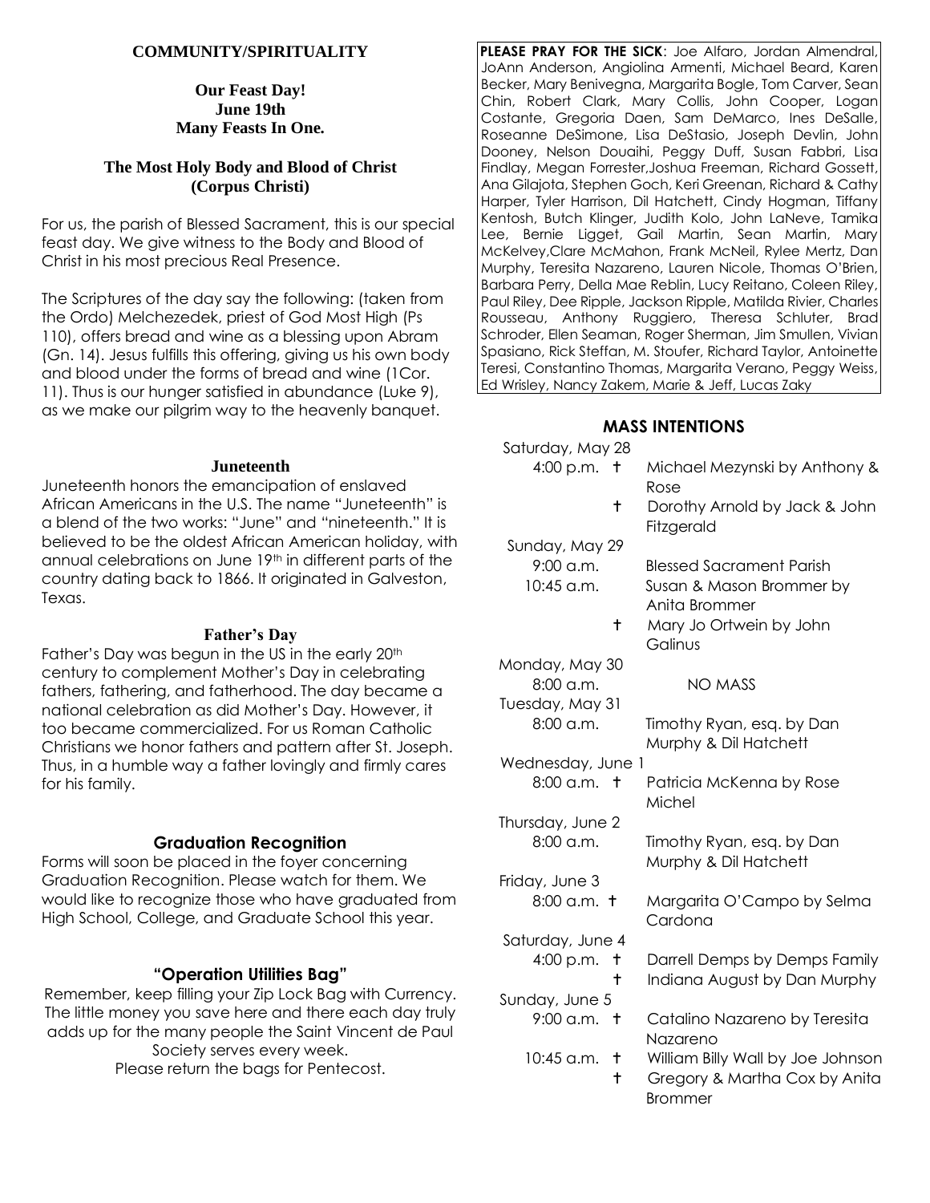## COMMUNITY/SPIRITUALITY

**Our Feast Day!**
**June 19th**
**Many Feasts In One.**

### The Most Holy Body and Blood of Christ (Corpus Christi)

For us, the parish of Blessed Sacrament, this is our special feast day. We give witness to the Body and Blood of Christ in his most precious Real Presence.

The Scriptures of the day say the following: (taken from the Ordo) Melchezedek, priest of God Most High (Ps 110), offers bread and wine as a blessing upon Abram (Gn. 14). Jesus fulfills this offering, giving us his own body and blood under the forms of bread and wine (1Cor. 11). Thus is our hunger satisfied in abundance (Luke 9), as we make our pilgrim way to the heavenly banquet.

### Juneteenth

Juneteenth honors the emancipation of enslaved African Americans in the U.S. The name "Juneteenth" is a blend of the two works: "June" and "nineteenth." It is believed to be the oldest African American holiday, with annual celebrations on June 19th in different parts of the country dating back to 1866. It originated in Galveston, Texas.

### Father's Day

Father's Day was begun in the US in the early 20th century to complement Mother's Day in celebrating fathers, fathering, and fatherhood. The day became a national celebration as did Mother's Day. However, it too became commercialized. For us Roman Catholic Christians we honor fathers and pattern after St. Joseph. Thus, in a humble way a father lovingly and firmly cares for his family.

### Graduation Recognition

Forms will soon be placed in the foyer concerning Graduation Recognition. Please watch for them. We would like to recognize those who have graduated from High School, College, and Graduate School this year.

### "Operation Utilities Bag"

Remember, keep filling your Zip Lock Bag with Currency. The little money you save here and there each day truly adds up for the many people the Saint Vincent de Paul Society serves every week.
Please return the bags for Pentecost.

**PLEASE PRAY FOR THE SICK**: Joe Alfaro, Jordan Almendral, JoAnn Anderson, Angiolina Armenti, Michael Beard, Karen Becker, Mary Benivegna, Margarita Bogle, Tom Carver, Sean Chin, Robert Clark, Mary Collis, John Cooper, Logan Costante, Gregoria Daen, Sam DeMarco, Ines DeSalle, Roseanne DeSimone, Lisa DeStasio, Joseph Devlin, John Dooney, Nelson Douaihi, Peggy Duff, Susan Fabbri, Lisa Findlay, Megan Forrester,Joshua Freeman, Richard Gossett, Ana Gilajota, Stephen Goch, Keri Greenan, Richard & Cathy Harper, Tyler Harrison, Dil Hatchett, Cindy Hogman, Tiffany Kentosh, Butch Klinger, Judith Kolo, John LaNeve, Tamika Lee, Bernie Ligget, Gail Martin, Sean Martin, Mary McKelvey,Clare McMahon, Frank McNeil, Rylee Mertz, Dan Murphy, Teresita Nazareno, Lauren Nicole, Thomas O'Brien, Barbara Perry, Della Mae Reblin, Lucy Reitano, Coleen Riley, Paul Riley, Dee Ripple, Jackson Ripple, Matilda Rivier, Charles Rousseau, Anthony Ruggiero, Theresa Schluter, Brad Schroder, Ellen Seaman, Roger Sherman, Jim Smullen, Vivian Spasiano, Rick Steffan, M. Stoufer, Richard Taylor, Antoinette Teresi, Constantino Thomas, Margarita Verano, Peggy Weiss, Ed Wrisley, Nancy Zakem, Marie & Jeff, Lucas Zaky

## MASS INTENTIONS

| | |
|---|---|
| Saturday, May 28 | |
| 4:00 p.m. † | Michael Mezynski by Anthony & Rose |
| † | Dorothy Arnold by Jack & John Fitzgerald |
| Sunday, May 29 | |
| 9:00 a.m. | Blessed Sacrament Parish |
| 10:45 a.m. | Susan & Mason Brommer by Anita Brommer |
| † | Mary Jo Ortwein by John Galinus |
| Monday, May 30 | |
| 8:00 a.m. | NO MASS |
| Tuesday, May 31 | |
| 8:00 a.m. | Timothy Ryan, esq. by Dan Murphy & Dil Hatchett |
| Wednesday, June 1 | |
| 8:00 a.m. † | Patricia McKenna by Rose Michel |
| Thursday, June 2 | |
| 8:00 a.m. | Timothy Ryan, esq. by Dan Murphy & Dil Hatchett |
| Friday, June 3 | |
| 8:00 a.m. † | Margarita O'Campo by Selma Cardona |
| Saturday, June 4 | |
| 4:00 p.m. † | Darrell Demps by Demps Family |
| † | Indiana August by Dan Murphy |
| Sunday, June 5 | |
| 9:00 a.m. † | Catalino Nazareno by Teresita Nazareno |
| 10:45 a.m. † | William Billy Wall by Joe Johnson |
| † | Gregory & Martha Cox by Anita Brommer |